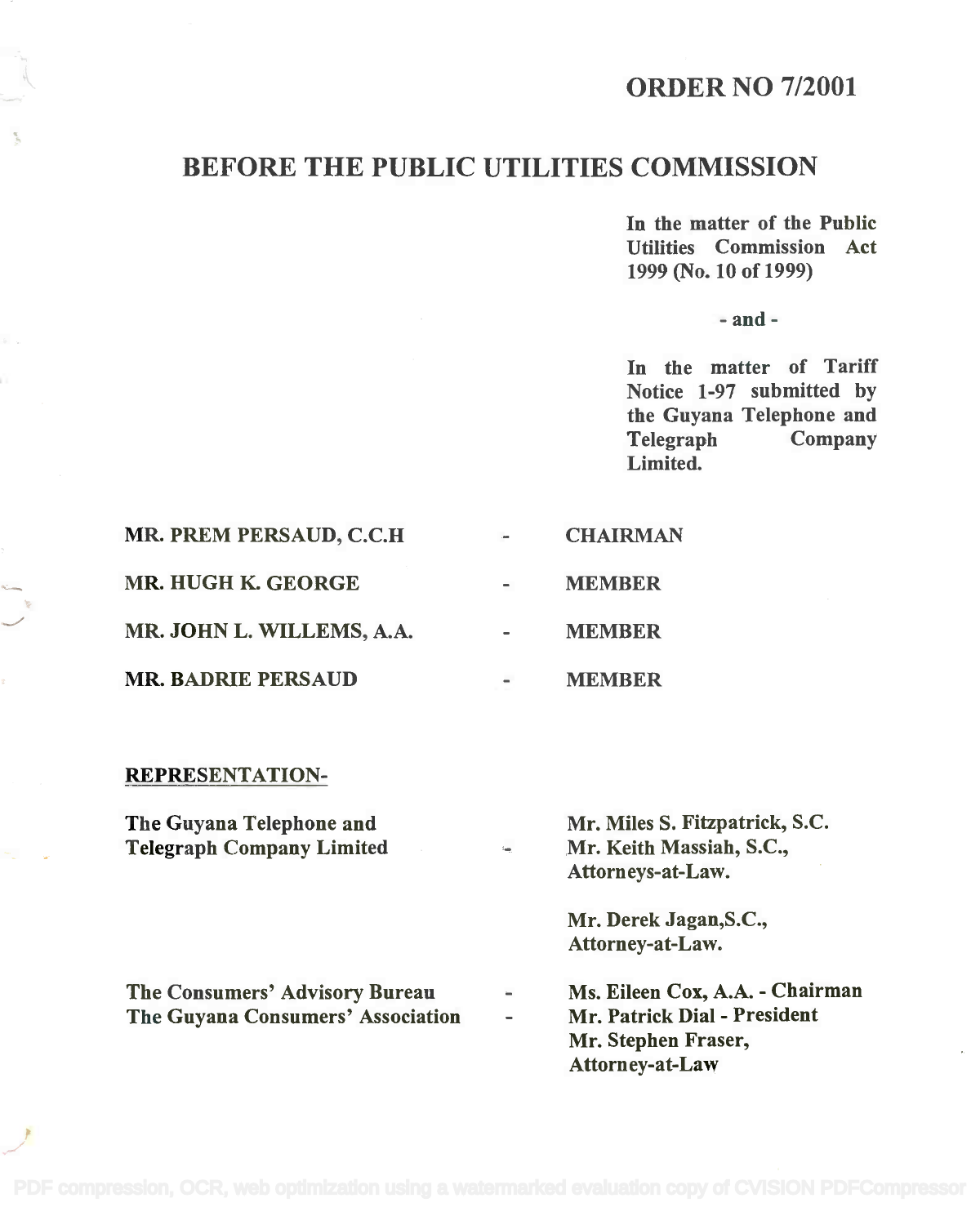# ORDER NO 7/2001

## BEFORE THE PUBLIC UTILITIES COMMISSION

**In the matter of the Public Utilities Commission Act 1999 (No. 10 of 1999)**

**- and -**

**In the matter of Tariff Notice 1-97 submitted by the Guyana Telephone and Telegraph Company Limited.**

| | | |
|---|---|---|
| **MR. PREM PERSAUD, C.C.H** | - | **CHAIRMAN** |
| **MR. HUGH K. GEORGE** | - | **MEMBER** |
| **MR. JOHN L. WILLEMS, A.A.** | - | **MEMBER** |
| **MR. BADRIE PERSAUD** | - | **MEMBER** |

**REPRESENTATION-**

| | | |
|---|---|---|
| **The Guyana Telephone and Telegraph Company Limited** | - | **Mr. Miles S. Fitzpatrick, S.C.**<br>**Mr. Keith Massiah, S.C.,**<br>**Attorneys-at-Law.**<br><br>**Mr. Derek Jagan,S.C.,**<br>**Attorney-at-Law.** |
| **The Consumers' Advisory Bureau** | - | **Ms. Eileen Cox, A.A. - Chairman** |
| **The Guyana Consumers' Association** | - | **Mr. Patrick Dial - President**<br>**Mr. Stephen Fraser,**<br>**Attorney-at-Law** |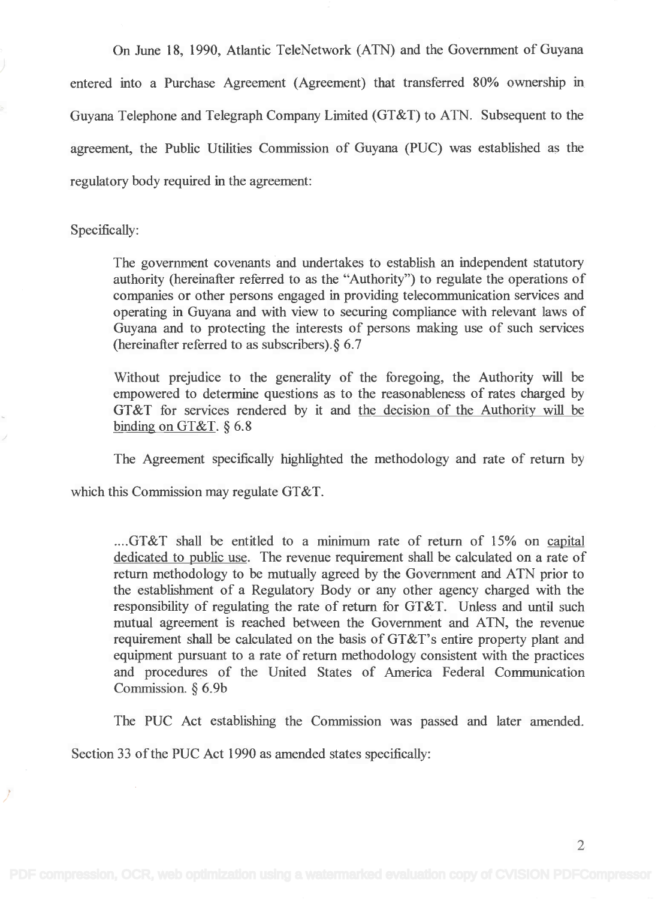On June 18, 1990, Atlantic TeleNetwork (ATN) and the Government of Guyana entered into a Purchase Agreement (Agreement) that transferred 80% ownership in Guyana Telephone and Telegraph Company Limited (GT&T) to ATN. Subsequent to the agreement, the Public Utilities Commission of Guyana (PUC) was established as the regulatory body required in the agreement:

Specifically:

> The government covenants and undertakes to establish an independent statutory authority (hereinafter referred to as the "Authority") to regulate the operations of companies or other persons engaged in providing telecommunication services and operating in Guyana and with view to securing compliance with relevant laws of Guyana and to protecting the interests of persons making use of such services (hereinafter referred to as subscribers). § 6.7
>
> Without prejudice to the generality of the foregoing, the Authority will be empowered to determine questions as to the reasonableness of rates charged by GT&T for services rendered by it and <u>the decision of the Authority will be binding on GT&T</u>. § 6.8

The Agreement specifically highlighted the methodology and rate of return by which this Commission may regulate GT&T.

> ....GT&T shall be entitled to a minimum rate of return of 15% on <u>capital dedicated to public use</u>. The revenue requirement shall be calculated on a rate of return methodology to be mutually agreed by the Government and ATN prior to the establishment of a Regulatory Body or any other agency charged with the responsibility of regulating the rate of return for GT&T. Unless and until such mutual agreement is reached between the Government and ATN, the revenue requirement shall be calculated on the basis of GT&T's entire property plant and equipment pursuant to a rate of return methodology consistent with the practices and procedures of the United States of America Federal Communication Commission. § 6.9b

The PUC Act establishing the Commission was passed and later amended. Section 33 of the PUC Act 1990 as amended states specifically: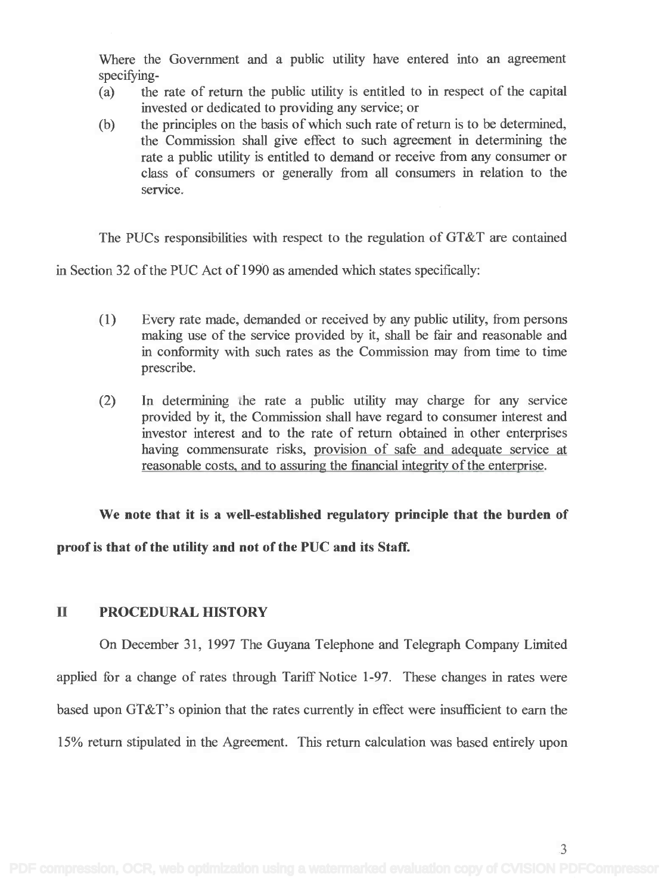Where the Government and a public utility have entered into an agreement specifying-

(a) the rate of return the public utility is entitled to in respect of the capital invested or dedicated to providing any service; or

(b) the principles on the basis of which such rate of return is to be determined, the Commission shall give effect to such agreement in determining the rate a public utility is entitled to demand or receive from any consumer or class of consumers or generally from all consumers in relation to the service.

The PUCs responsibilities with respect to the regulation of GT&T are contained in Section 32 of the PUC Act of 1990 as amended which states specifically:

(1) Every rate made, demanded or received by any public utility, from persons making use of the service provided by it, shall be fair and reasonable and in conformity with such rates as the Commission may from time to time prescribe.

(2) In determining the rate a public utility may charge for any service provided by it, the Commission shall have regard to consumer interest and investor interest and to the rate of return obtained in other enterprises having commensurate risks, <u>provision of safe and adequate service at reasonable costs, and to assuring the financial integrity of the enterprise</u>.

**We note that it is a well-established regulatory principle that the burden of proof is that of the utility and not of the PUC and its Staff.**

## II PROCEDURAL HISTORY

On December 31, 1997 The Guyana Telephone and Telegraph Company Limited applied for a change of rates through Tariff Notice 1-97. These changes in rates were based upon GT&T's opinion that the rates currently in effect were insufficient to earn the 15% return stipulated in the Agreement. This return calculation was based entirely upon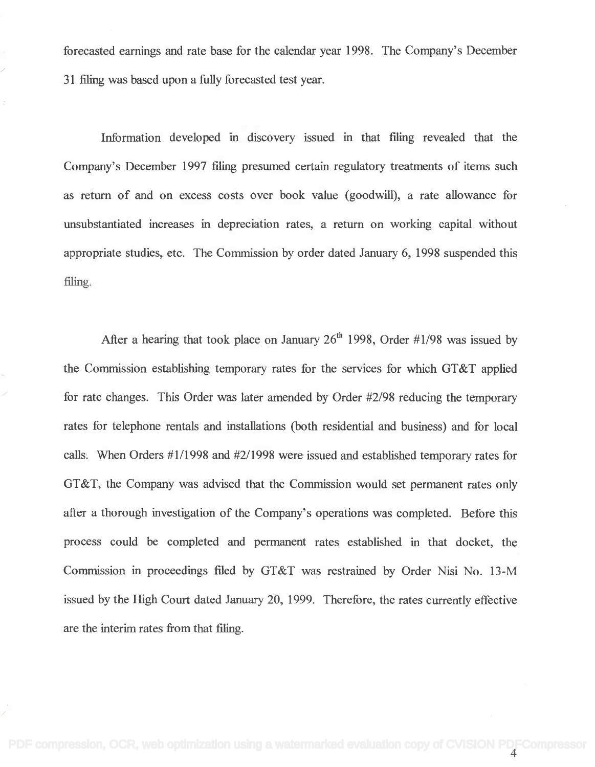forecasted earnings and rate base for the calendar year 1998. The Company's December 31 filing was based upon a fully forecasted test year.

Information developed in discovery issued in that filing revealed that the Company's December 1997 filing presumed certain regulatory treatments of items such as return of and on excess costs over book value (goodwill), a rate allowance for unsubstantiated increases in depreciation rates, a return on working capital without appropriate studies, etc. The Commission by order dated January 6, 1998 suspended this filing.

After a hearing that took place on January 26th 1998, Order #1/98 was issued by the Commission establishing temporary rates for the services for which GT&T applied for rate changes. This Order was later amended by Order #2/98 reducing the temporary rates for telephone rentals and installations (both residential and business) and for local calls. When Orders #1/1998 and #2/1998 were issued and established temporary rates for GT&T, the Company was advised that the Commission would set permanent rates only after a thorough investigation of the Company's operations was completed. Before this process could be completed and permanent rates established in that docket, the Commission in proceedings filed by GT&T was restrained by Order Nisi No. 13-M issued by the High Court dated January 20, 1999. Therefore, the rates currently effective are the interim rates from that filing.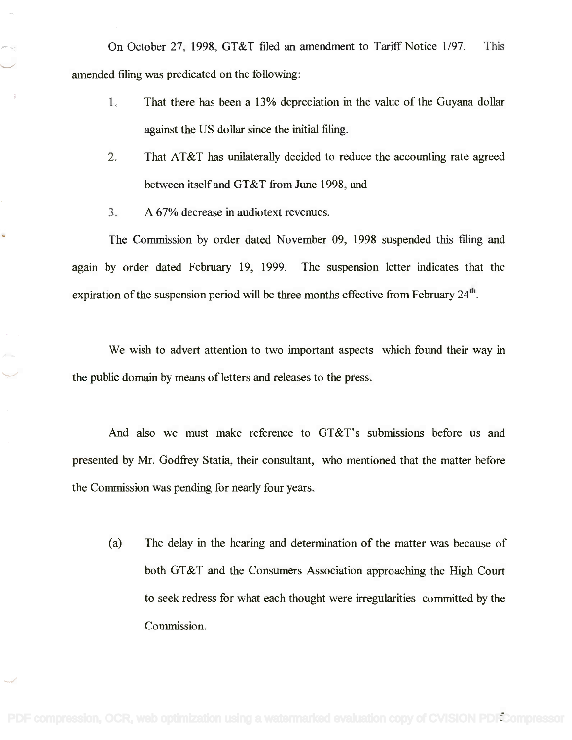On October 27, 1998, GT&T filed an amendment to Tariff Notice 1/97. This amended filing was predicated on the following:

1. That there has been a 13% depreciation in the value of the Guyana dollar against the US dollar since the initial filing.
2. That AT&T has unilaterally decided to reduce the accounting rate agreed between itself and GT&T from June 1998, and
3. A 67% decrease in audiotext revenues.

The Commission by order dated November 09, 1998 suspended this filing and again by order dated February 19, 1999. The suspension letter indicates that the expiration of the suspension period will be three months effective from February 24th.

We wish to advert attention to two important aspects which found their way in the public domain by means of letters and releases to the press.

And also we must make reference to GT&T's submissions before us and presented by Mr. Godfrey Statia, their consultant, who mentioned that the matter before the Commission was pending for nearly four years.

(a) The delay in the hearing and determination of the matter was because of both GT&T and the Consumers Association approaching the High Court to seek redress for what each thought were irregularities committed by the Commission.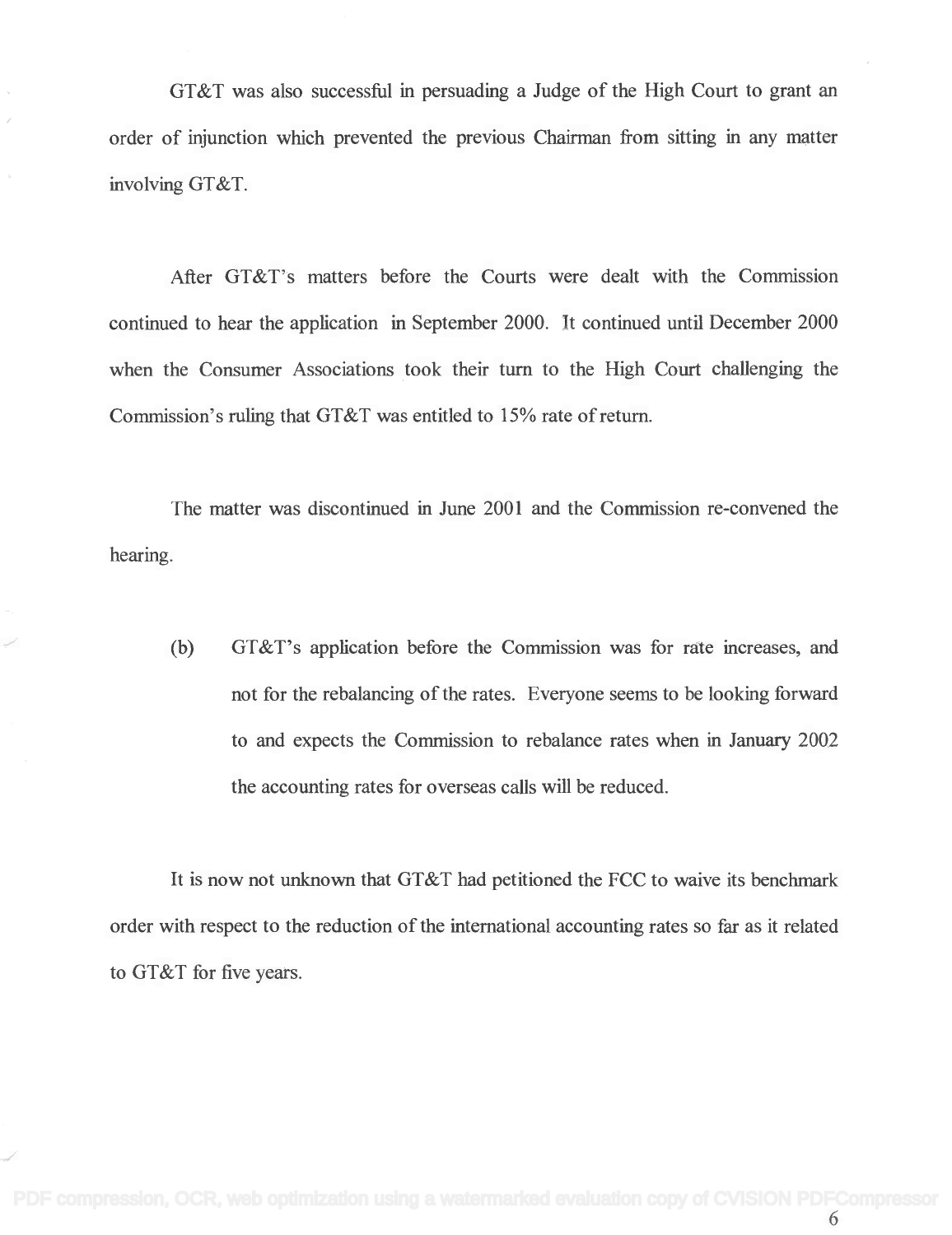GT&T was also successful in persuading a Judge of the High Court to grant an order of injunction which prevented the previous Chairman from sitting in any matter involving GT&T.

After GT&T's matters before the Courts were dealt with the Commission continued to hear the application in September 2000. It continued until December 2000 when the Consumer Associations took their turn to the High Court challenging the Commission's ruling that GT&T was entitled to 15% rate of return.

The matter was discontinued in June 2001 and the Commission re-convened the hearing.

(b) GT&T's application before the Commission was for rate increases, and not for the rebalancing of the rates. Everyone seems to be looking forward to and expects the Commission to rebalance rates when in January 2002 the accounting rates for overseas calls will be reduced.

It is now not unknown that GT&T had petitioned the FCC to waive its benchmark order with respect to the reduction of the international accounting rates so far as it related to GT&T for five years.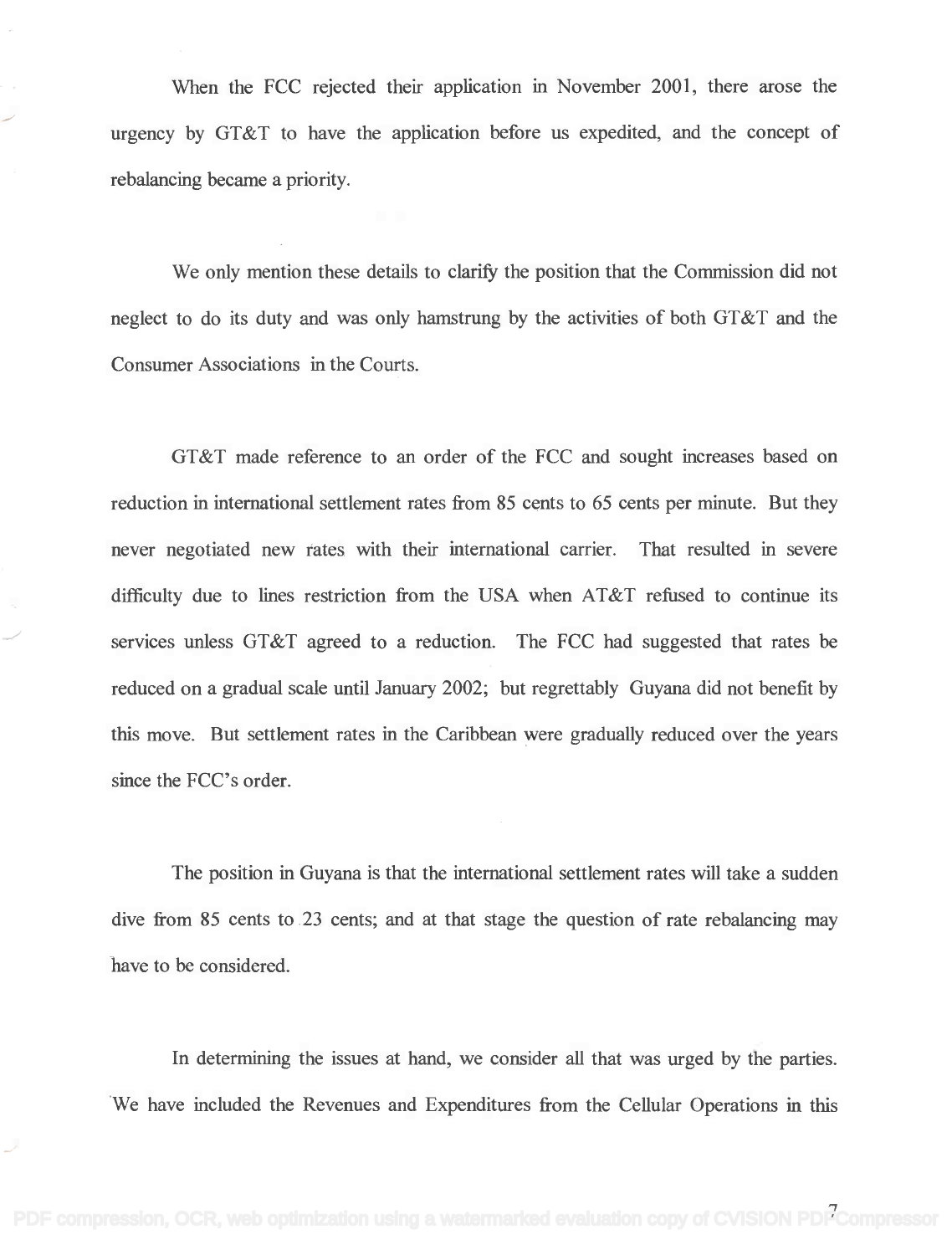When the FCC rejected their application in November 2001, there arose the urgency by GT&T to have the application before us expedited, and the concept of rebalancing became a priority.

We only mention these details to clarify the position that the Commission did not neglect to do its duty and was only hamstrung by the activities of both GT&T and the Consumer Associations in the Courts.

GT&T made reference to an order of the FCC and sought increases based on reduction in international settlement rates from 85 cents to 65 cents per minute. But they never negotiated new rates with their international carrier. That resulted in severe difficulty due to lines restriction from the USA when AT&T refused to continue its services unless GT&T agreed to a reduction. The FCC had suggested that rates be reduced on a gradual scale until January 2002; but regrettably Guyana did not benefit by this move. But settlement rates in the Caribbean were gradually reduced over the years since the FCC's order.

The position in Guyana is that the international settlement rates will take a sudden dive from 85 cents to 23 cents; and at that stage the question of rate rebalancing may have to be considered.

In determining the issues at hand, we consider all that was urged by the parties. We have included the Revenues and Expenditures from the Cellular Operations in this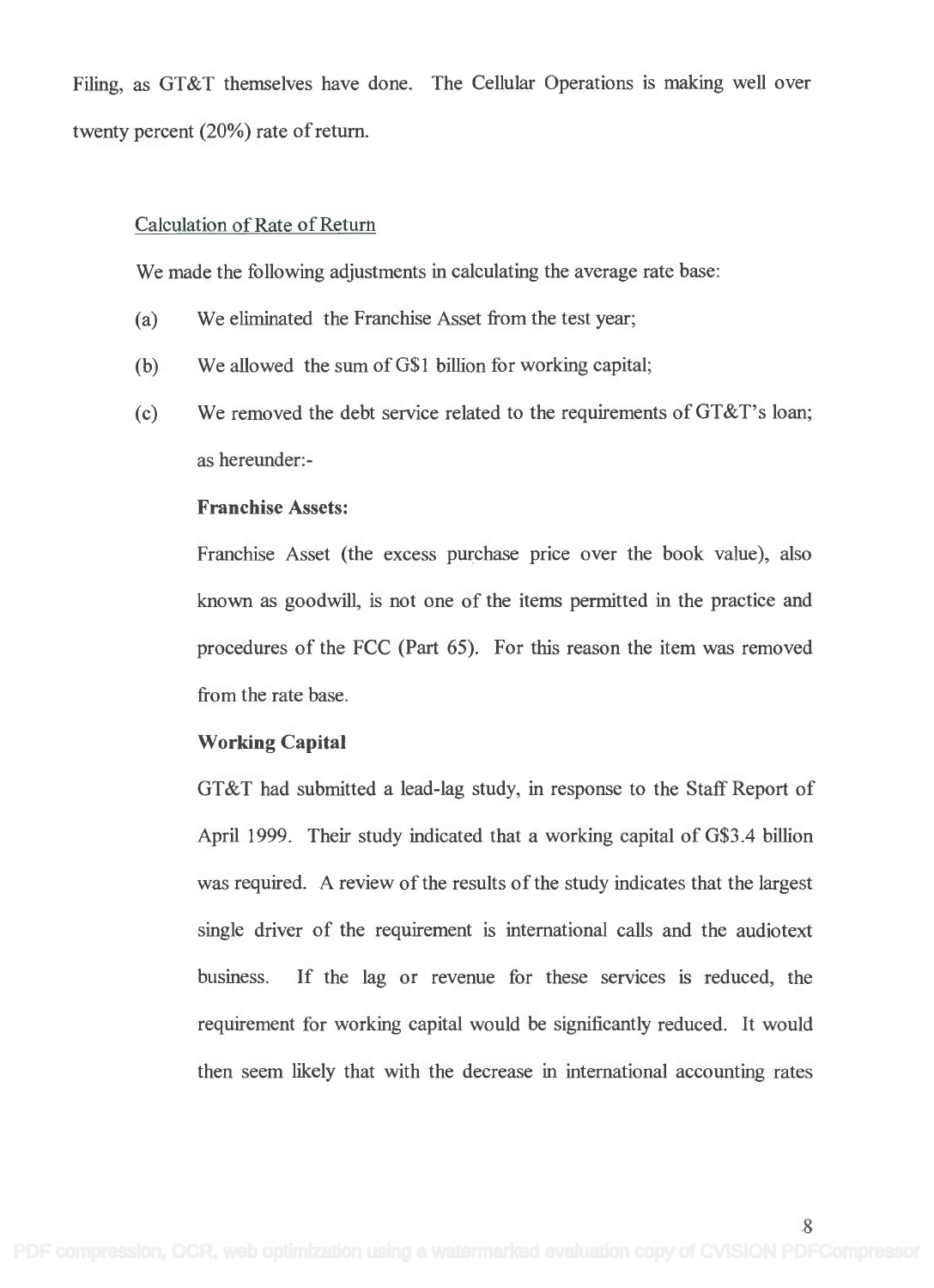Filing, as GT&T themselves have done. The Cellular Operations is making well over twenty percent (20%) rate of return.

<u>Calculation of Rate of Return</u>

We made the following adjustments in calculating the average rate base:

(a) We eliminated the Franchise Asset from the test year;

(b) We allowed the sum of G$1 billion for working capital;

(c) We removed the debt service related to the requirements of GT&T's loan; as hereunder:-

**Franchise Assets:**

Franchise Asset (the excess purchase price over the book value), also known as goodwill, is not one of the items permitted in the practice and procedures of the FCC (Part 65). For this reason the item was removed from the rate base.

**Working Capital**

GT&T had submitted a lead-lag study, in response to the Staff Report of April 1999. Their study indicated that a working capital of G$3.4 billion was required. A review of the results of the study indicates that the largest single driver of the requirement is international calls and the audiotext business. If the lag or revenue for these services is reduced, the requirement for working capital would be significantly reduced. It would then seem likely that with the decrease in international accounting rates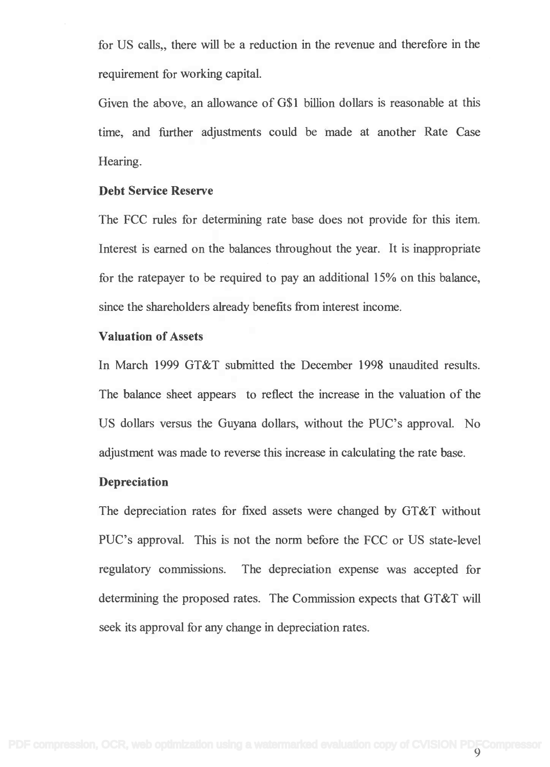for US calls,, there will be a reduction in the revenue and therefore in the requirement for working capital.

Given the above, an allowance of G$1 billion dollars is reasonable at this time, and further adjustments could be made at another Rate Case Hearing.

**Debt Service Reserve**

The FCC rules for determining rate base does not provide for this item. Interest is earned on the balances throughout the year. It is inappropriate for the ratepayer to be required to pay an additional 15% on this balance, since the shareholders already benefits from interest income.

**Valuation of Assets**

In March 1999 GT&T submitted the December 1998 unaudited results. The balance sheet appears to reflect the increase in the valuation of the US dollars versus the Guyana dollars, without the PUC's approval. No adjustment was made to reverse this increase in calculating the rate base.

**Depreciation**

The depreciation rates for fixed assets were changed by GT&T without PUC's approval. This is not the norm before the FCC or US state-level regulatory commissions. The depreciation expense was accepted for determining the proposed rates. The Commission expects that GT&T will seek its approval for any change in depreciation rates.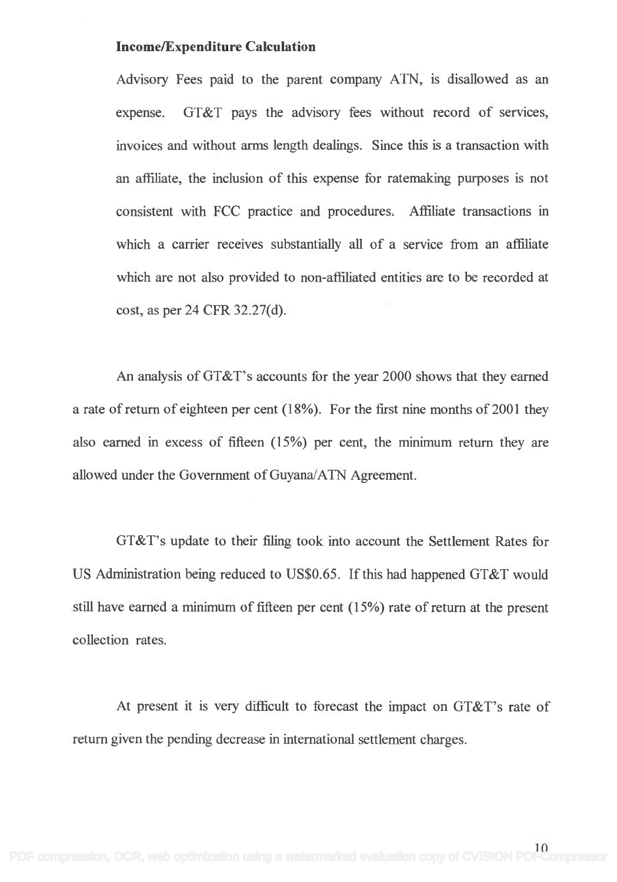**Income/Expenditure Calculation**

Advisory Fees paid to the parent company ATN, is disallowed as an expense. GT&T pays the advisory fees without record of services, invoices and without arms length dealings. Since this is a transaction with an affiliate, the inclusion of this expense for ratemaking purposes is not consistent with FCC practice and procedures. Affiliate transactions in which a carrier receives substantially all of a service from an affiliate which are not also provided to non-affiliated entities are to be recorded at cost, as per 24 CFR 32.27(d).

An analysis of GT&T's accounts for the year 2000 shows that they earned a rate of return of eighteen per cent (18%). For the first nine months of 2001 they also earned in excess of fifteen (15%) per cent, the minimum return they are allowed under the Government of Guyana/ATN Agreement.

GT&T's update to their filing took into account the Settlement Rates for US Administration being reduced to US$0.65. If this had happened GT&T would still have earned a minimum of fifteen per cent (15%) rate of return at the present collection rates.

At present it is very difficult to forecast the impact on GT&T's rate of return given the pending decrease in international settlement charges.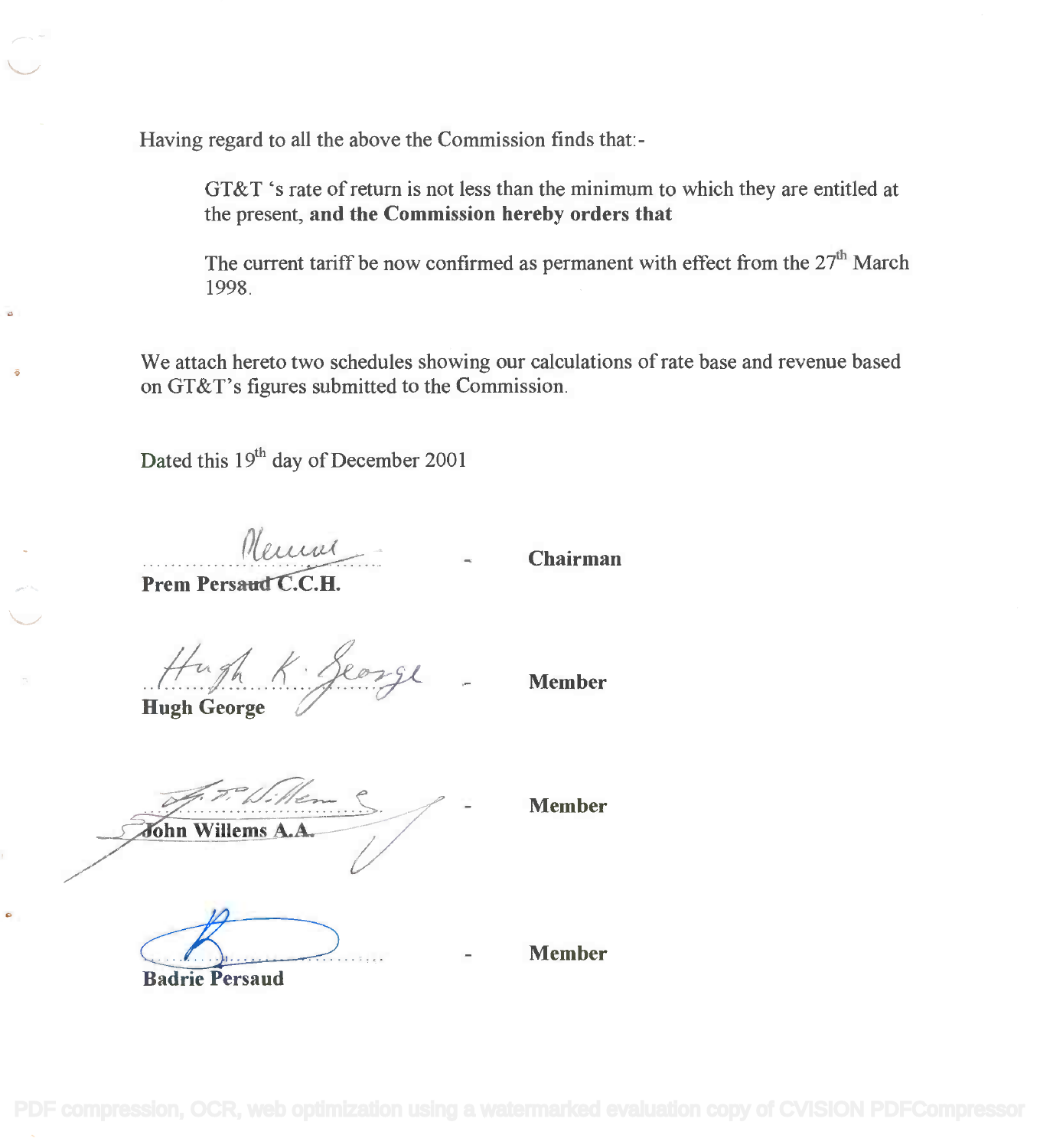Having regard to all the above the Commission finds that:-

> GT&T 's rate of return is not less than the minimum to which they are entitled at the present, **and the Commission hereby orders that**
>
> The current tariff be now confirmed as permanent with effect from the 27th March 1998.

We attach hereto two schedules showing our calculations of rate base and revenue based on GT&T's figures submitted to the Commission.

Dated this 19th day of December 2001

| | | |
|---|---|---|
| **Prem Persaud C.C.H.** | - | **Chairman** |
| **Hugh George** | - | **Member** |
| **John Willems A.A.** | - | **Member** |
| **Badrie Persaud** | - | **Member** |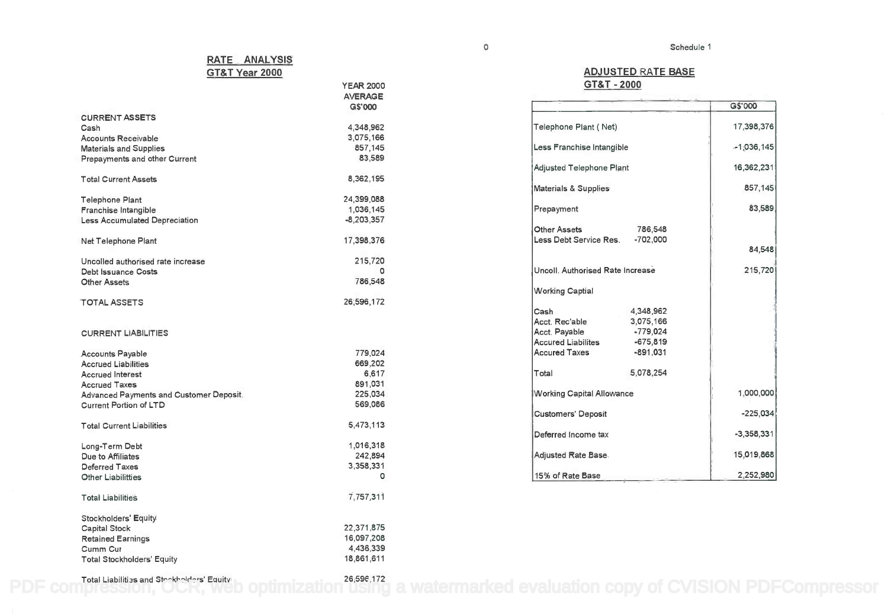## RATE ANALYSIS
## GT&T Year 2000

| | YEAR 2000 AVERAGE G$'000 |
|---|---|
| **CURRENT ASSETS** | |
| Cash | 4,348,962 |
| Accounts Receivable | 3,075,166 |
| Materials and Supplies | 857,145 |
| Prepayments and other Current | 83,589 |
| Total Current Assets | 8,362,195 |
| Telephone Plant | 24,399,088 |
| Franchise Intangible | 1,036,145 |
| Less Accumulated Depreciation | -8,203,357 |
| Net Telephone Plant | 17,398,376 |
| Uncolled authorised rate increase | 215,720 |
| Debt Issuance Costs | 0 |
| Other Assets | 786,548 |
| TOTAL ASSETS | 26,596,172 |
| **CURRENT LIABILITIES** | |
| Accounts Payable | 779,024 |
| Accrued Liabilities | 669,202 |
| Accrued Interest | 6,617 |
| Accrued Taxes | 891,031 |
| Advanced Payments and Customer Deposit | 225,034 |
| Current Portion of LTD | 569,086 |
| Total Current Liabilities | 5,473,113 |
| Long-Term Debt | 1,016,318 |
| Due to Affiliates | 242,894 |
| Deferred Taxes | 3,358,331 |
| Other Liabilitties | 0 |
| Total Liabilities | 7,757,311 |
| Stockholders' Equity | |
| Capital Stock | 22,371,875 |
| Retained Earnings | 16,097,208 |
| Cumm Cur | 4,436,339 |
| Total Stockholders' Equity | 18,861,611 |
| Total Liabilities and Stockholders' Equity | 26,596,172 |

Schedule 1

## ADJUSTED RATE BASE
## GT&T - 2000

| | | G$'000 |
|---|---|---|
| Telephone Plant ( Net) | | 17,398,376 |
| Less Franchise Intangible | | -1,036,145 |
| Adjusted Telephone Plant | | 16,362,231 |
| Materials & Supplies | | 857,145 |
| Prepayment | | 83,589 |
| Other Assets | 786,548 | |
| Less Debt Service Res. | -702,000 | |
| | | 84,548 |
| Uncoll. Authorised Rate Increase | | 215,720 |
| Working Captial | | |
| Cash | 4,348,962 | |
| Acct. Rec'able | 3,075,166 | |
| Acct. Payable | -779,024 | |
| Accured Liabilites | -675,819 | |
| Accured Taxes | -891,031 | |
| Total | 5,078,254 | |
| Working Capital Allowance | | 1,000,000 |
| Customers' Deposit | | -225,034 |
| Deferred Income tax | | -3,358,331 |
| Adjusted Rate Base | | 15,019,868 |
| 15% of Rate Base | | 2,252,980 |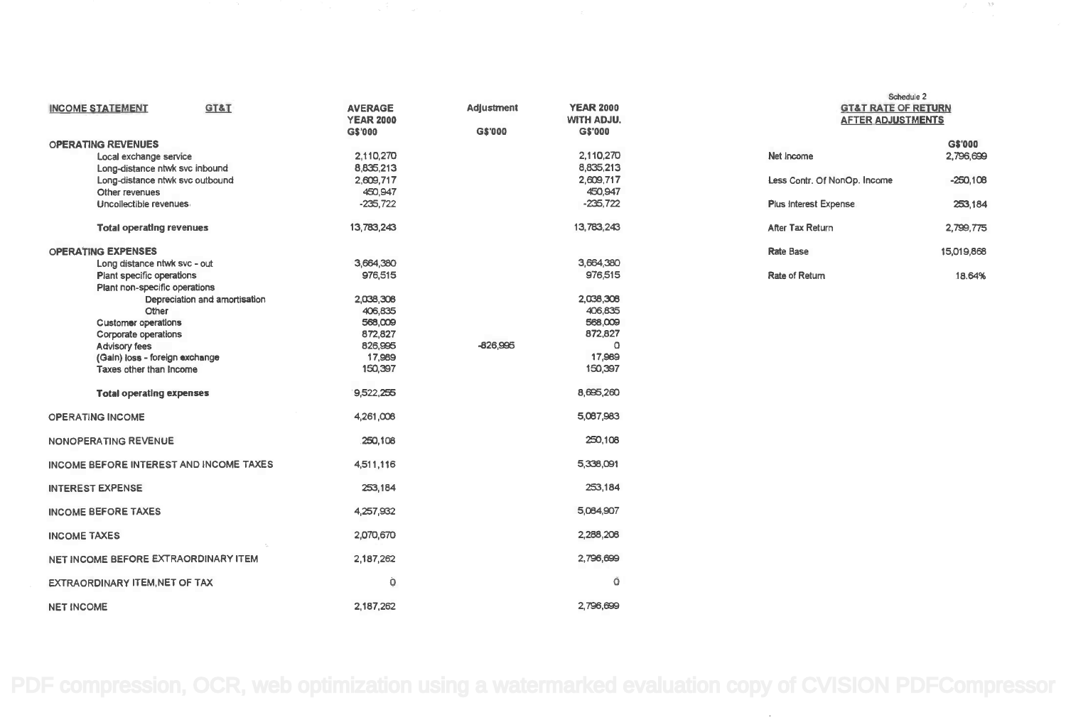| INCOME STATEMENT GT&T | AVERAGE YEAR 2000 G$'000 | Adjustment G$'000 | YEAR 2000 WITH ADJU. G$'000 |
|---|---|---|---|
| **OPERATING REVENUES** | | | |
| Local exchange service | 2,110,270 | | 2,110,270 |
| Long-distance ntwk svc inbound | 8,835,213 | | 8,835,213 |
| Long-distance ntwk svc outbound | 2,609,717 | | 2,609,717 |
| Other revenues | 450,947 | | 450,947 |
| Uncollectible revenues | -235,722 | | -235,722 |
| **Total operating revenues** | 13,783,243 | | 13,783,243 |
| **OPERATING EXPENSES** | | | |
| Long distance ntwk svc - out | 3,664,380 | | 3,664,380 |
| Plant specific operations | 976,515 | | 976,515 |
| Plant non-specific operations | | | |
| Depreciation and amortisation | 2,038,308 | | 2,038,308 |
| Other | 406,835 | | 406,835 |
| Customer operations | 568,009 | | 568,009 |
| Corporate operations | 872,827 | | 872,827 |
| Advisory fees | 826,995 | -826,995 | 0 |
| (Gain) loss - foreign exchange | 17,989 | | 17,989 |
| Taxes other than income | 150,397 | | 150,397 |
| **Total operating expenses** | 9,522,255 | | 8,695,260 |
| OPERATING INCOME | 4,261,008 | | 5,087,983 |
| NONOPERATING REVENUE | 250,108 | | 250,108 |
| INCOME BEFORE INTEREST AND INCOME TAXES | 4,511,116 | | 5,338,091 |
| INTEREST EXPENSE | 253,184 | | 253,184 |
| INCOME BEFORE TAXES | 4,257,932 | | 5,084,907 |
| INCOME TAXES | 2,070,670 | | 2,288,208 |
| NET INCOME BEFORE EXTRAORDINARY ITEM | 2,187,262 | | 2,796,699 |
| EXTRAORDINARY ITEM,NET OF TAX | 0 | | 0 |
| NET INCOME | 2,187,262 | | 2,796,699 |

Schedule 2

**GT&T RATE OF RETURN AFTER ADJUSTMENTS**

| | G$'000 |
|---|---|
| Net Income | 2,796,699 |
| Less Contr. Of NonOp. Income | -250,108 |
| Plus Interest Expense | 253,184 |
| After Tax Return | 2,799,775 |
| Rate Base | 15,019,868 |
| Rate of Return | 18.64% |